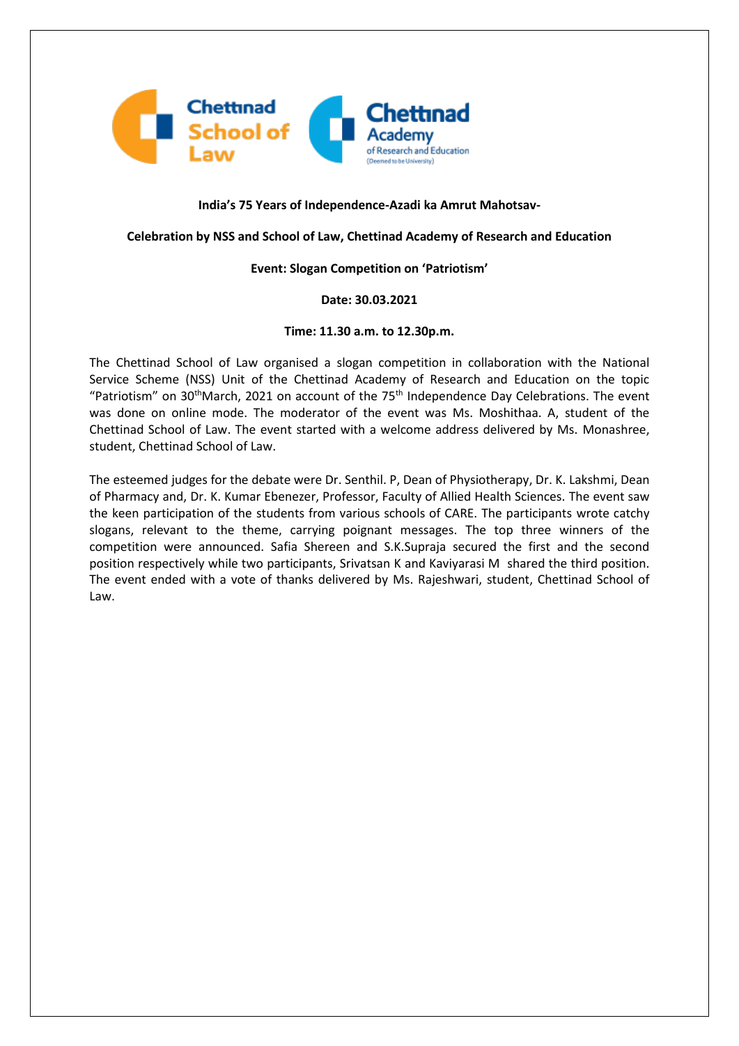**India's 75 Years of Independence-Azadi ka Amrut Mahotsav-**

**Celebration by NSS and School of Law, Chettinad Academy of Research and Education**

**Event: Slogan Competition on 'Patriotism'**

**Date: 30.03.2021**

**Time: 11.30 a.m. to 12.30p.m.**

The Chettinad School of Law organised a slogan competition in collaboration with the National Service Scheme (NSS) Unit of the Chettinad Academy of Research and Education on the topic "Patriotism" on 30th March, 2021 on account of the 75th Independence Day Celebrations. The event was done on online mode. The moderator of the event was Ms. Moshithaa. A, student of the Chettinad School of Law. The event started with a welcome address delivered by Ms. Monashree, student, Chettinad School of Law.

The esteemed judges for the debate were Dr. Senthil. P, Dean of Physiotherapy, Dr. K. Lakshmi, Dean of Pharmacy and, Dr. K. Kumar Ebenezer, Professor, Faculty of Allied Health Sciences. The event saw the keen participation of the students from various schools of CARE. The participants wrote catchy slogans, relevant to the theme, carrying poignant messages. The top three winners of the competition were announced. Safia Shereen and S.K.Supraja secured the first and the second position respectively while two participants, Srivatsan K and Kaviyarasi M shared the third position. The event ended with a vote of thanks delivered by Ms. Rajeshwari, student, Chettinad School of Law.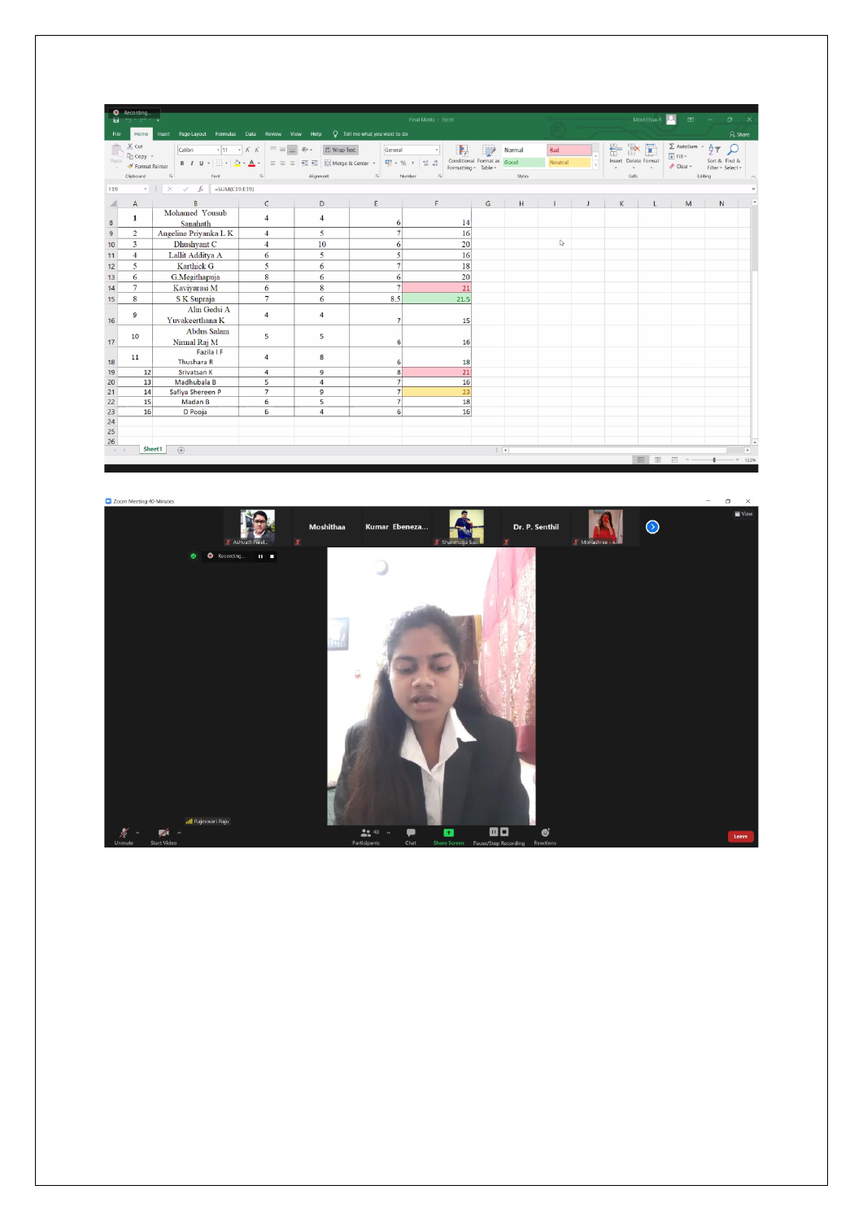| A | B | C | D | E | F |
|---|---|---|---|---|---|
| 1 | Mohamed Yousub Sanahath | 4 | 4 | 6 | 14 |
| 2 | Angeline Priyanka L K | 4 | 5 | 7 | 16 |
| 3 | Dhushyant C | 4 | 10 | 6 | 20 |
| 4 | Lallit Additya A | 6 | 5 | 5 | 16 |
| 5 | Karthick G | 5 | 6 | 7 | 18 |
| 6 | G.Megithapuja | 8 | 6 | 6 | 20 |
| 7 | Kaviyarasi M | 6 | 8 | 7 | 21 |
| 8 | S K Supraja | 7 | 6 | 8.5 | 21.5 |
| 9 | Alin Gedsi A Yuvakeerthana K | 4 | 4 | 7 | 15 |
| 10 | Abdus Salam Nirmal Raj M | 5 | 5 | 6 | 16 |
| 11 | Fazila I F Thushara R | 4 | 8 | 6 | 18 |
| 12 | Srivatsan K | 4 | 9 | 8 | 21 |
| 13 | Madhubala B | 5 | 4 | 7 | 16 |
| 14 | Safiya Shereen P | 7 | 9 | 7 | 23 |
| 15 | Madan B | 6 | 5 | 7 | 18 |
| 16 | D Pooja | 6 | 4 | 6 | 16 |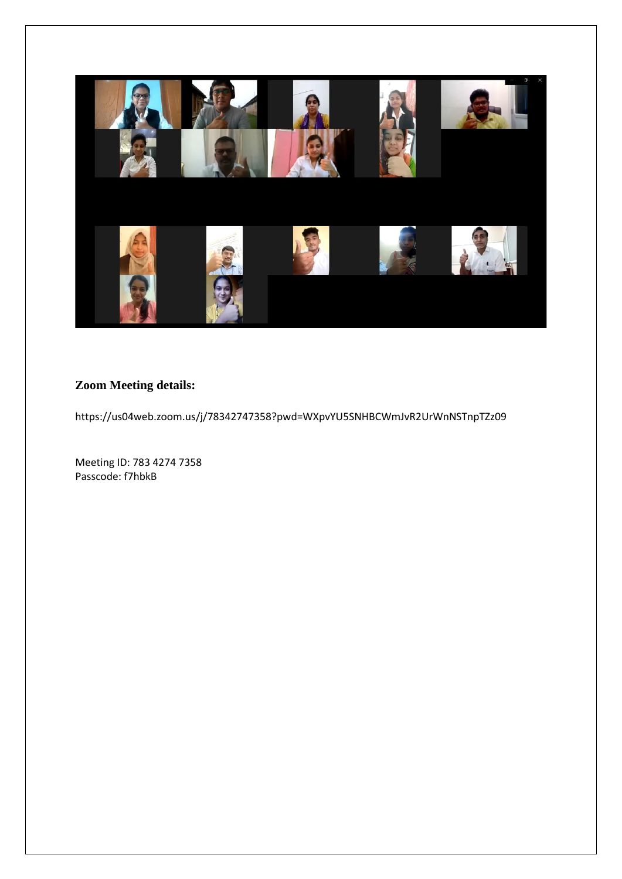## Zoom Meeting details:

https://us04web.zoom.us/j/78342747358?pwd=WXpvYU5SNHBCWmJvR2UrWnNSTnpTZz09

Meeting ID: 783 4274 7358
Passcode: f7hbkB